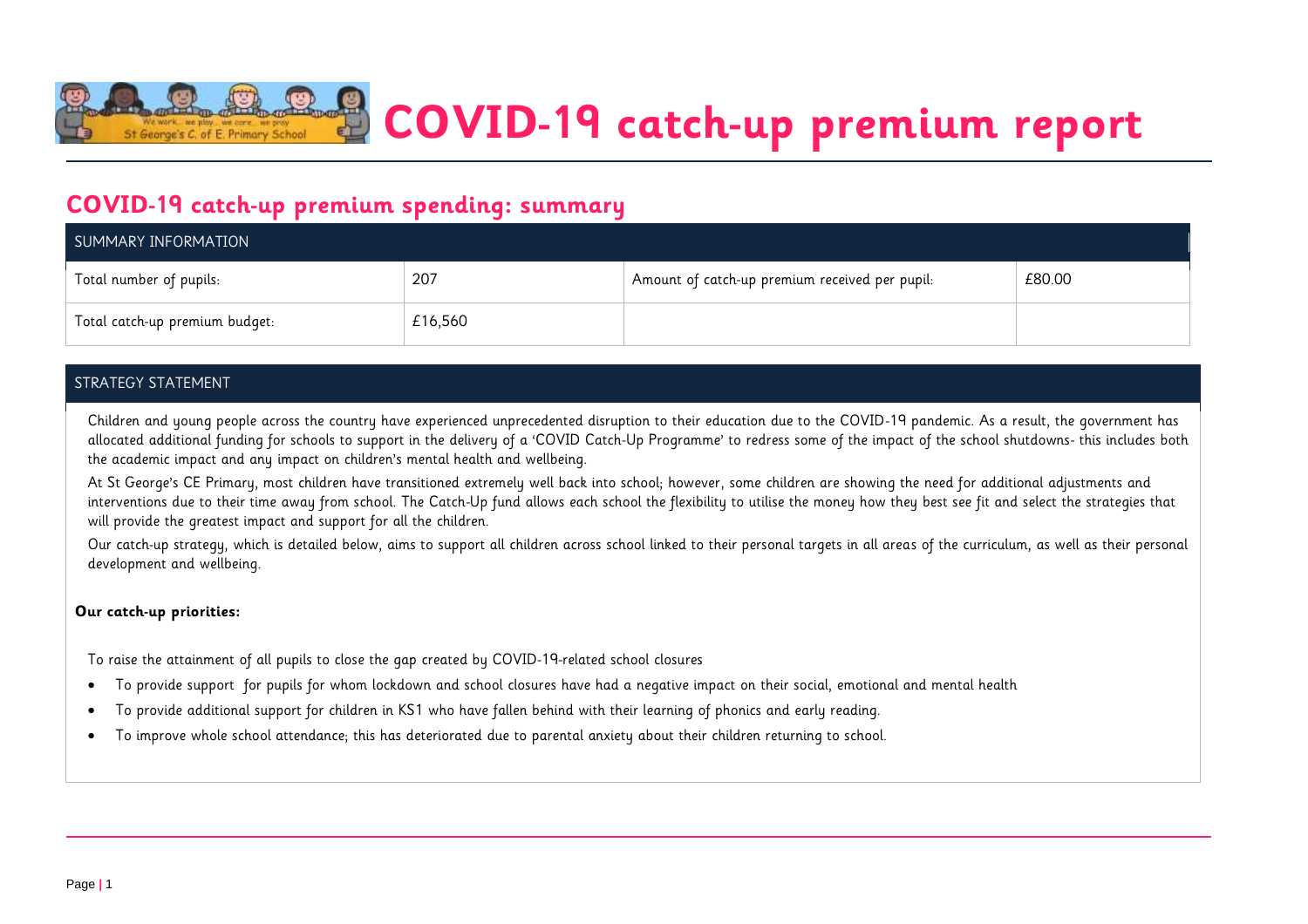# COVID-19 catch-up premium report

## COVID-19 catch-up premium spending: summary

| SUMMARY INFORMATION | | | |
|---|---|---|---|
| Total number of pupils: | 207 | Amount of catch-up premium received per pupil: | £80.00 |
| Total catch-up premium budget: | £16,560 | | |

### STRATEGY STATEMENT

Children and young people across the country have experienced unprecedented disruption to their education due to the COVID-19 pandemic. As a result, the government has allocated additional funding for schools to support in the delivery of a 'COVID Catch-Up Programme' to redress some of the impact of the school shutdowns- this includes both the academic impact and any impact on children's mental health and wellbeing.

At St George's CE Primary, most children have transitioned extremely well back into school; however, some children are showing the need for additional adjustments and interventions due to their time away from school. The Catch-Up fund allows each school the flexibility to utilise the money how they best see fit and select the strategies that will provide the greatest impact and support for all the children.

Our catch-up strategy, which is detailed below, aims to support all children across school linked to their personal targets in all areas of the curriculum, as well as their personal development and wellbeing.

**Our catch-up priorities:**

To raise the attainment of all pupils to close the gap created by COVID-19-related school closures

- To provide support for pupils for whom lockdown and school closures have had a negative impact on their social, emotional and mental health
- To provide additional support for children in KS1 who have fallen behind with their learning of phonics and early reading.
- To improve whole school attendance; this has deteriorated due to parental anxiety about their children returning to school.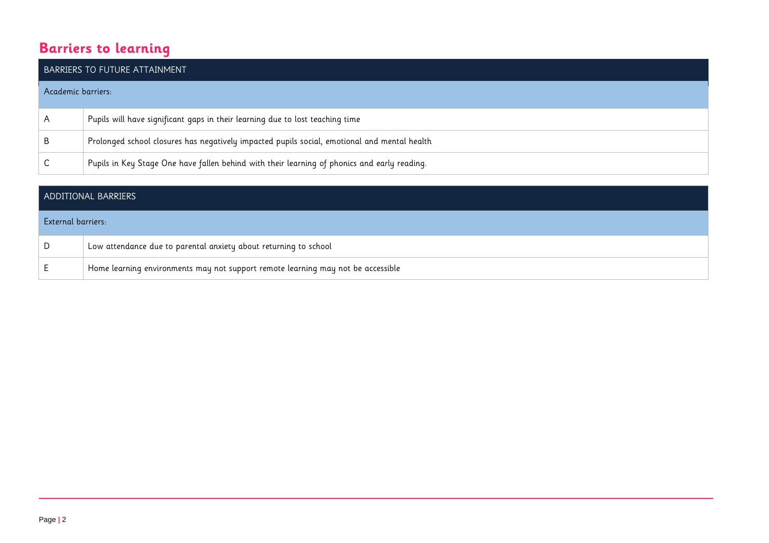## Barriers to learning

| BARRIERS TO FUTURE ATTAINMENT | |
|---|---|
| Academic barriers: | |
| A | Pupils will have significant gaps in their learning due to lost teaching time |
| B | Prolonged school closures has negatively impacted pupils social, emotional and mental health |
| C | Pupils in Key Stage One have fallen behind with their learning of phonics and early reading. |

| ADDITIONAL BARRIERS | |
|---|---|
| External barriers: | |
| D | Low attendance due to parental anxiety about returning to school |
| E | Home learning environments may not support remote learning may not be accessible |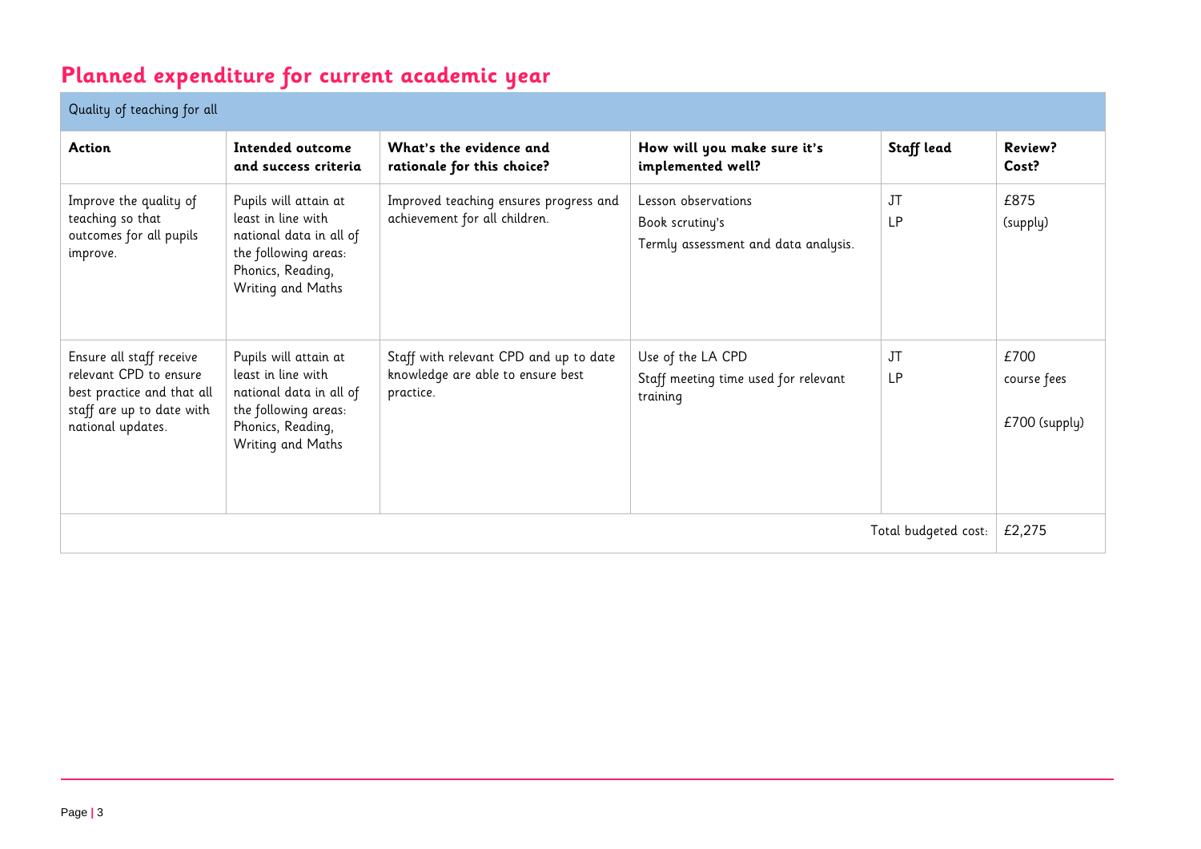# Planned expenditure for current academic year

| Quality of teaching for all | | | | | |
|---|---|---|---|---|---|
| **Action** | **Intended outcome and success criteria** | **What's the evidence and rationale for this choice?** | **How will you make sure it's implemented well?** | **Staff lead** | **Review? Cost?** |
| Improve the quality of teaching so that outcomes for all pupils improve. | Pupils will attain at least in line with national data in all of the following areas: Phonics, Reading, Writing and Maths | Improved teaching ensures progress and achievement for all children. | Lesson observations<br>Book scrutiny's<br>Termly assessment and data analysis. | JT<br>LP | £875<br>(supply) |
| Ensure all staff receive relevant CPD to ensure best practice and that all staff are up to date with national updates. | Pupils will attain at least in line with national data in all of the following areas: Phonics, Reading, Writing and Maths | Staff with relevant CPD and up to date knowledge are able to ensure best practice. | Use of the LA CPD<br>Staff meeting time used for relevant training | JT<br>LP | £700<br>course fees<br>£700 (supply) |
| | | | | Total budgeted cost: | £2,275 |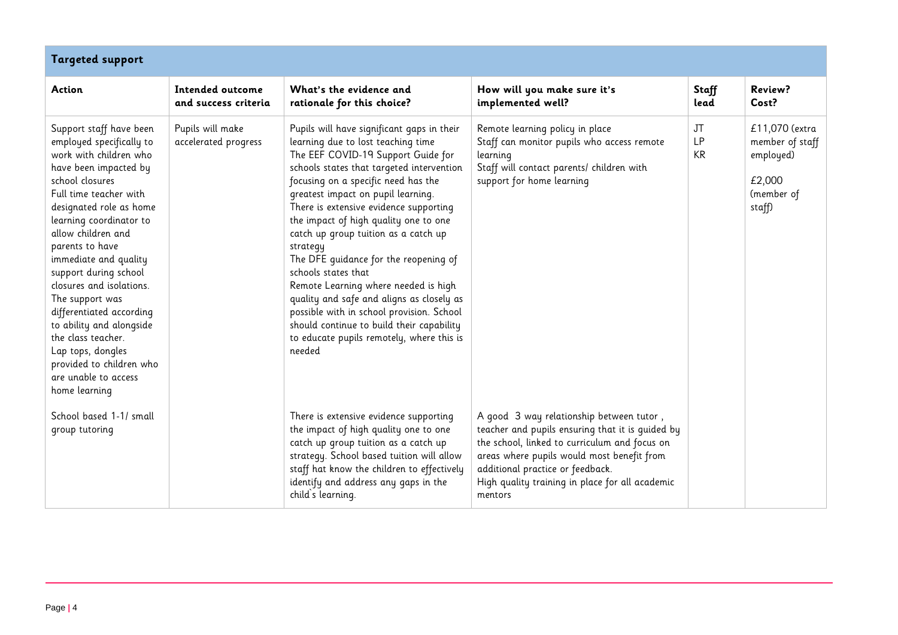| Targeted support | | | | | |
|---|---|---|---|---|---|
| **Action** | **Intended outcome and success criteria** | **What's the evidence and rationale for this choice?** | **How will you make sure it's implemented well?** | **Staff lead** | **Review? Cost?** |
| Support staff have been employed specifically to work with children who have been impacted by school closures<br>Full time teacher with designated role as home learning coordinator to allow children and parents to have immediate and quality support during school closures and isolations. The support was differentiated according to ability and alongside the class teacher.<br>Lap tops, dongles provided to children who are unable to access home learning | Pupils will make accelerated progress | Pupils will have significant gaps in their learning due to lost teaching time<br>The EEF COVID-19 Support Guide for schools states that targeted intervention focusing on a specific need has the greatest impact on pupil learning.<br>There is extensive evidence supporting the impact of high quality one to one catch up group tuition as a catch up strategy<br>The DFE guidance for the reopening of schools states that<br>Remote Learning where needed is high quality and safe and aligns as closely as possible with in school provision. School should continue to build their capability to educate pupils remotely, where this is needed | Remote learning policy in place<br>Staff can monitor pupils who access remote learning<br>Staff will contact parents/ children with support for home learning | JT<br>LP<br>KR | £11,070 (extra member of staff employed)<br><br>£2,000 (member of staff) |
| School based 1-1/ small group tutoring | | There is extensive evidence supporting the impact of high quality one to one catch up group tuition as a catch up strategy. School based tuition will allow staff hat know the children to effectively identify and address any gaps in the child`s learning. | A good 3 way relationship between tutor , teacher and pupils ensuring that it is guided by the school, linked to curriculum and focus on areas where pupils would most benefit from additional practice or feedback.<br>High quality training in place for all academic mentors | | |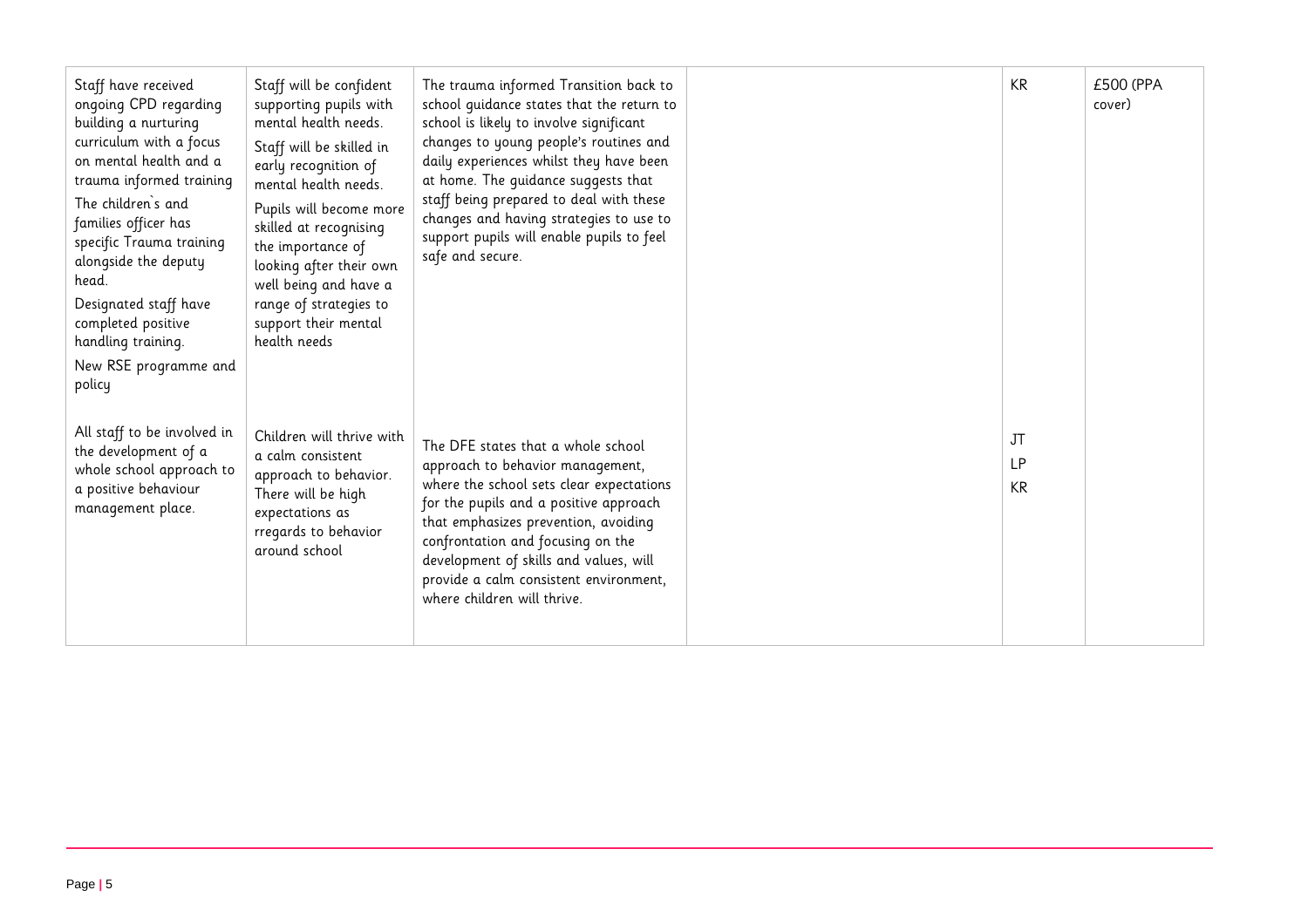| | | | | | |
|---|---|---|---|---|---|
| Staff have received ongoing CPD regarding building a nurturing curriculum with a focus on mental health and a trauma informed training<br>The children`s and families officer has specific Trauma training alongside the deputy head.<br>Designated staff have completed positive handling training.<br>New RSE programme and policy | Staff will be confident supporting pupils with mental health needs.<br>Staff will be skilled in early recognition of mental health needs.<br>Pupils will become more skilled at recognising the importance of looking after their own well being and have a range of strategies to support their mental health needs | The trauma informed Transition back to school guidance states that the return to school is likely to involve significant changes to young people's routines and daily experiences whilst they have been at home. The guidance suggests that staff being prepared to deal with these changes and having strategies to use to support pupils will enable pupils to feel safe and secure. | | KR | £500 (PPA cover) |
| All staff to be involved in the development of a whole school approach to a positive behaviour management place. | Children will thrive with a calm consistent approach to behavior. There will be high expectations as rregards to behavior around school | The DFE states that a whole school approach to behavior management, where the school sets clear expectations for the pupils and a positive approach that emphasizes prevention, avoiding confrontation and focusing on the development of skills and values, will provide a calm consistent environment, where children will thrive. | | JT<br>LP<br>KR | |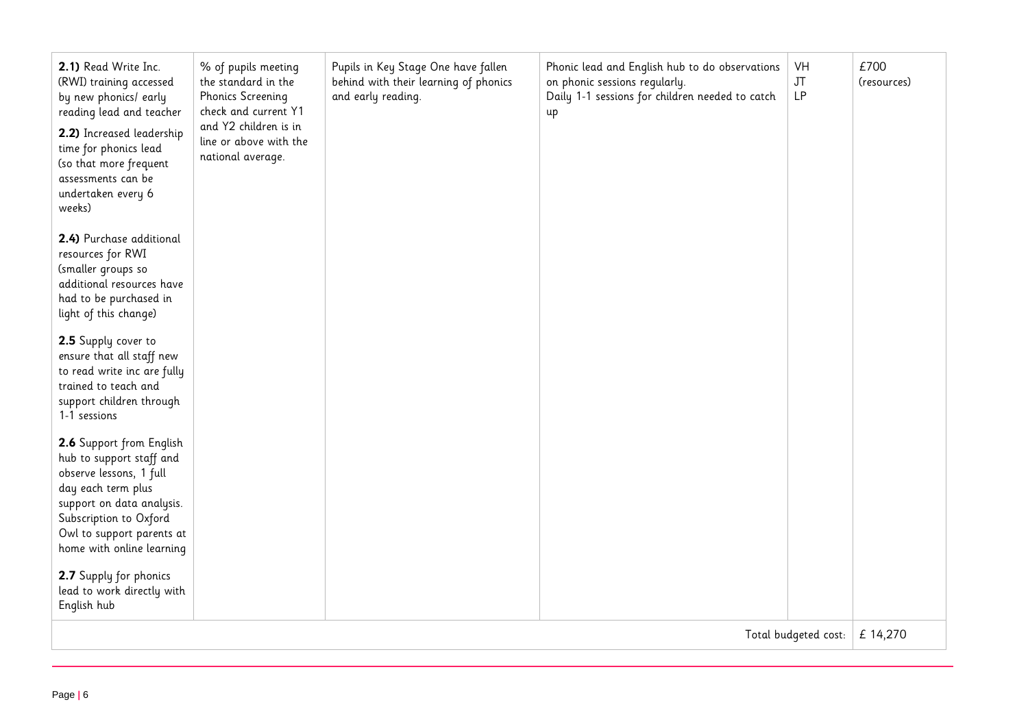| | | | | | |
|---|---|---|---|---|---|
| **2.1)** Read Write Inc. (RWI) training accessed by new phonics/ early reading lead and teacher<br><br>**2.2)** Increased leadership time for phonics lead (so that more frequent assessments can be undertaken every 6 weeks)<br><br>**2.4)** Purchase additional resources for RWI (smaller groups so additional resources have had to be purchased in light of this change)<br><br>**2.5** Supply cover to ensure that all staff new to read write inc are fully trained to teach and support children through 1-1 sessions<br><br>**2.6** Support from English hub to support staff and observe lessons, 1 full day each term plus support on data analysis. Subscription to Oxford Owl to support parents at home with online learning<br><br>**2.7** Supply for phonics lead to work directly with English hub | % of pupils meeting the standard in the Phonics Screening check and current Y1 and Y2 children is in line or above with the national average. | Pupils in Key Stage One have fallen behind with their learning of phonics and early reading. | Phonic lead and English hub to do observations on phonic sessions regularly.<br>Daily 1-1 sessions for children needed to catch up | VH<br>JT<br>LP | £700 (resources) |
| | | | | Total budgeted cost: | £ 14,270 |